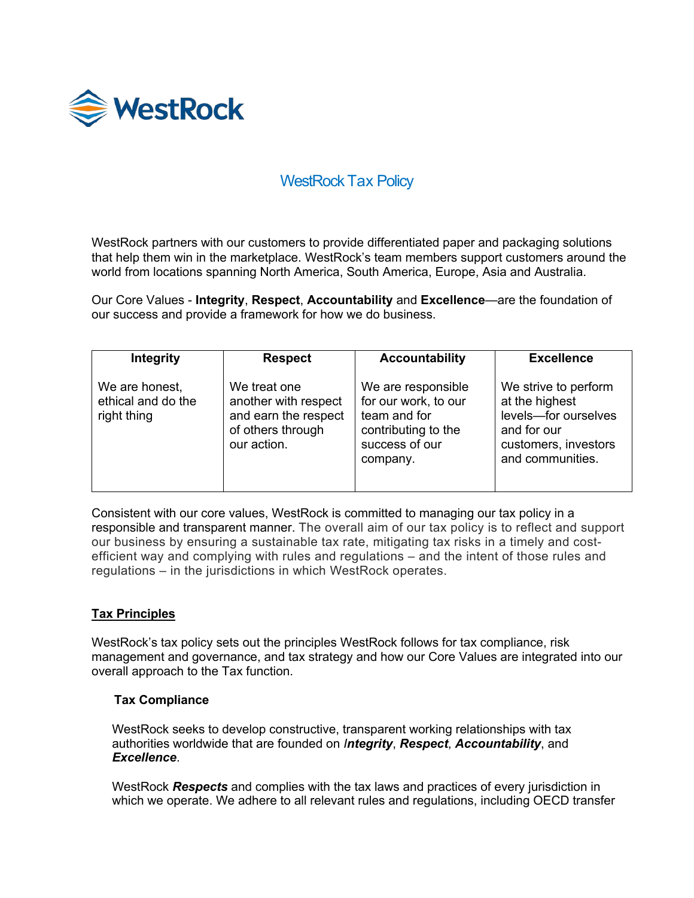WestRock

# WestRock Tax Policy

WestRock partners with our customers to provide differentiated paper and packaging solutions that help them win in the marketplace. WestRock's team members support customers around the world from locations spanning North America, South America, Europe, Asia and Australia.

Our Core Values - **Integrity**, **Respect**, **Accountability** and **Excellence**—are the foundation of our success and provide a framework for how we do business.

| Integrity | Respect | Accountability | Excellence |
|---|---|---|---|
| We are honest, ethical and do the right thing | We treat one another with respect and earn the respect of others through our action. | We are responsible for our work, to our team and for contributing to the success of our company. | We strive to perform at the highest levels—for ourselves and for our customers, investors and communities. |

Consistent with our core values, WestRock is committed to managing our tax policy in a responsible and transparent manner. The overall aim of our tax policy is to reflect and support our business by ensuring a sustainable tax rate, mitigating tax risks in a timely and cost-efficient way and complying with rules and regulations – and the intent of those rules and regulations – in the jurisdictions in which WestRock operates.

## Tax Principles

WestRock's tax policy sets out the principles WestRock follows for tax compliance, risk management and governance, and tax strategy and how our Core Values are integrated into our overall approach to the Tax function.

### Tax Compliance

WestRock seeks to develop constructive, transparent working relationships with tax authorities worldwide that are founded on ***Integrity***, ***Respect***, ***Accountability***, and ***Excellence***.

WestRock ***Respects*** and complies with the tax laws and practices of every jurisdiction in which we operate. We adhere to all relevant rules and regulations, including OECD transfer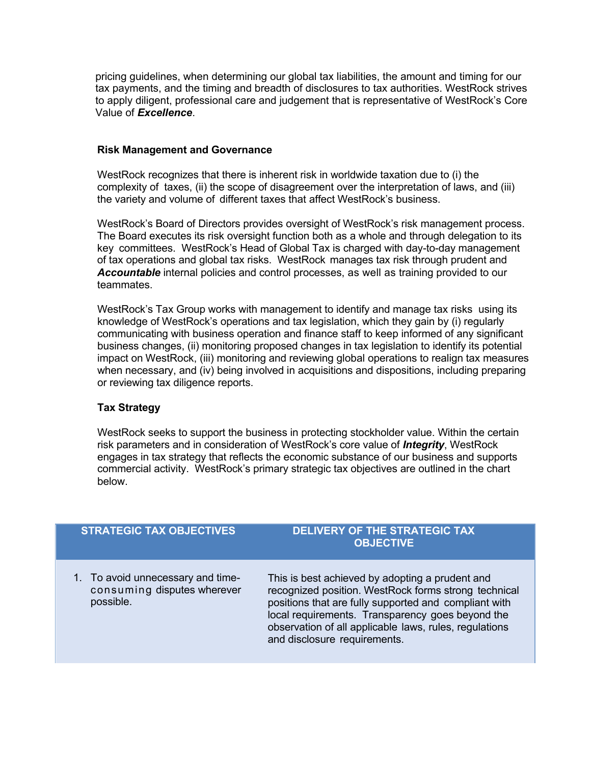pricing guidelines, when determining our global tax liabilities, the amount and timing for our tax payments, and the timing and breadth of disclosures to tax authorities. WestRock strives to apply diligent, professional care and judgement that is representative of WestRock's Core Value of ***Excellence***.

**Risk Management and Governance**

WestRock recognizes that there is inherent risk in worldwide taxation due to (i) the complexity of taxes, (ii) the scope of disagreement over the interpretation of laws, and (iii) the variety and volume of different taxes that affect WestRock's business.

WestRock's Board of Directors provides oversight of WestRock's risk management process. The Board executes its risk oversight function both as a whole and through delegation to its key committees. WestRock's Head of Global Tax is charged with day-to-day management of tax operations and global tax risks. WestRock manages tax risk through prudent and ***Accountable*** internal policies and control processes, as well as training provided to our teammates.

WestRock's Tax Group works with management to identify and manage tax risks using its knowledge of WestRock's operations and tax legislation, which they gain by (i) regularly communicating with business operation and finance staff to keep informed of any significant business changes, (ii) monitoring proposed changes in tax legislation to identify its potential impact on WestRock, (iii) monitoring and reviewing global operations to realign tax measures when necessary, and (iv) being involved in acquisitions and dispositions, including preparing or reviewing tax diligence reports.

**Tax Strategy**

WestRock seeks to support the business in protecting stockholder value. Within the certain risk parameters and in consideration of WestRock's core value of ***Integrity***, WestRock engages in tax strategy that reflects the economic substance of our business and supports commercial activity. WestRock's primary strategic tax objectives are outlined in the chart below.

| STRATEGIC TAX OBJECTIVES | DELIVERY OF THE STRATEGIC TAX OBJECTIVE |
|---|---|
| 1. To avoid unnecessary and time-consuming disputes wherever possible. | This is best achieved by adopting a prudent and recognized position. WestRock forms strong technical positions that are fully supported and compliant with local requirements. Transparency goes beyond the observation of all applicable laws, rules, regulations and disclosure requirements. |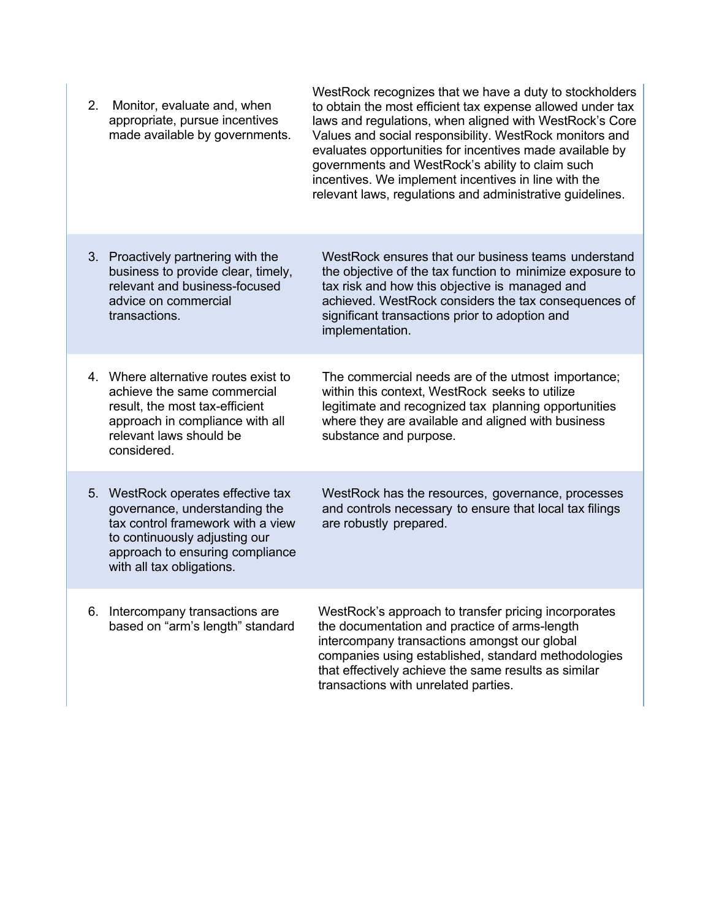| | |
|---|---|
| 2. Monitor, evaluate and, when appropriate, pursue incentives made available by governments. | WestRock recognizes that we have a duty to stockholders to obtain the most efficient tax expense allowed under tax laws and regulations, when aligned with WestRock's Core Values and social responsibility. WestRock monitors and evaluates opportunities for incentives made available by governments and WestRock's ability to claim such incentives. We implement incentives in line with the relevant laws, regulations and administrative guidelines. |
| 3. Proactively partnering with the business to provide clear, timely, relevant and business-focused advice on commercial transactions. | WestRock ensures that our business teams understand the objective of the tax function to minimize exposure to tax risk and how this objective is managed and achieved. WestRock considers the tax consequences of significant transactions prior to adoption and implementation. |
| 4. Where alternative routes exist to achieve the same commercial result, the most tax-efficient approach in compliance with all relevant laws should be considered. | The commercial needs are of the utmost importance; within this context, WestRock seeks to utilize legitimate and recognized tax planning opportunities where they are available and aligned with business substance and purpose. |
| 5. WestRock operates effective tax governance, understanding the tax control framework with a view to continuously adjusting our approach to ensuring compliance with all tax obligations. | WestRock has the resources, governance, processes and controls necessary to ensure that local tax filings are robustly prepared. |
| 6. Intercompany transactions are based on "arm's length" standard | WestRock's approach to transfer pricing incorporates the documentation and practice of arms-length intercompany transactions amongst our global companies using established, standard methodologies that effectively achieve the same results as similar transactions with unrelated parties. |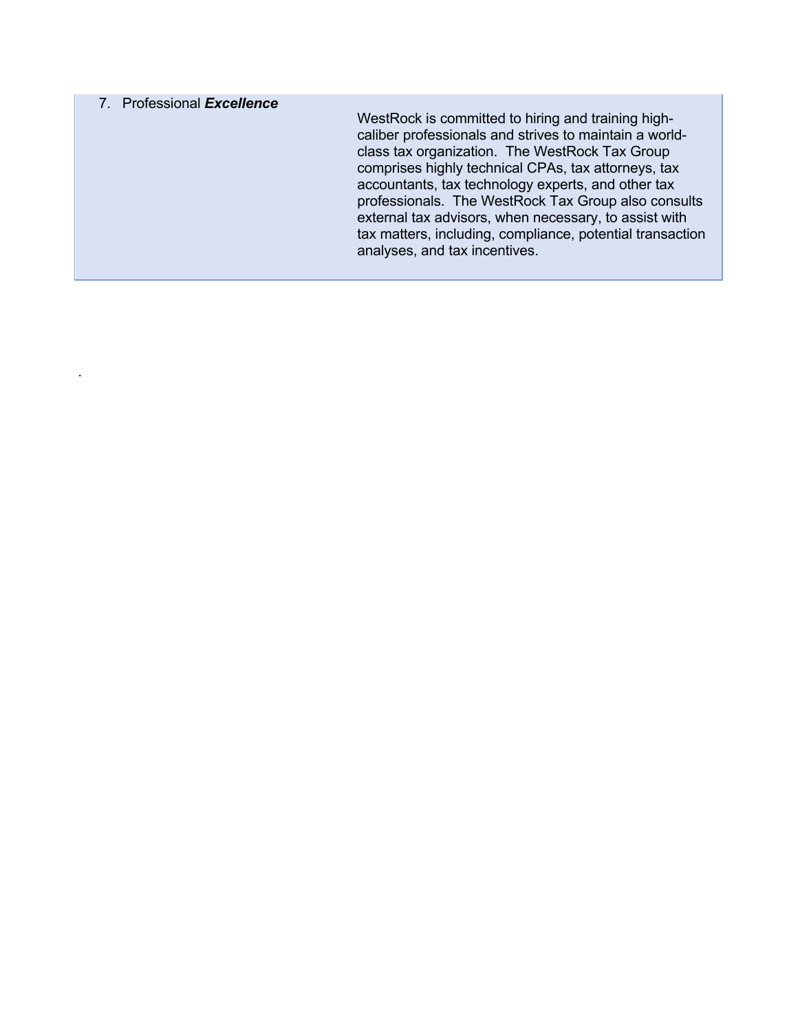| | |
|---|---|
| 7. Professional ***Excellence*** | WestRock is committed to hiring and training high-caliber professionals and strives to maintain a world-class tax organization. The WestRock Tax Group comprises highly technical CPAs, tax attorneys, tax accountants, tax technology experts, and other tax professionals. The WestRock Tax Group also consults external tax advisors, when necessary, to assist with tax matters, including, compliance, potential transaction analyses, and tax incentives. |

.